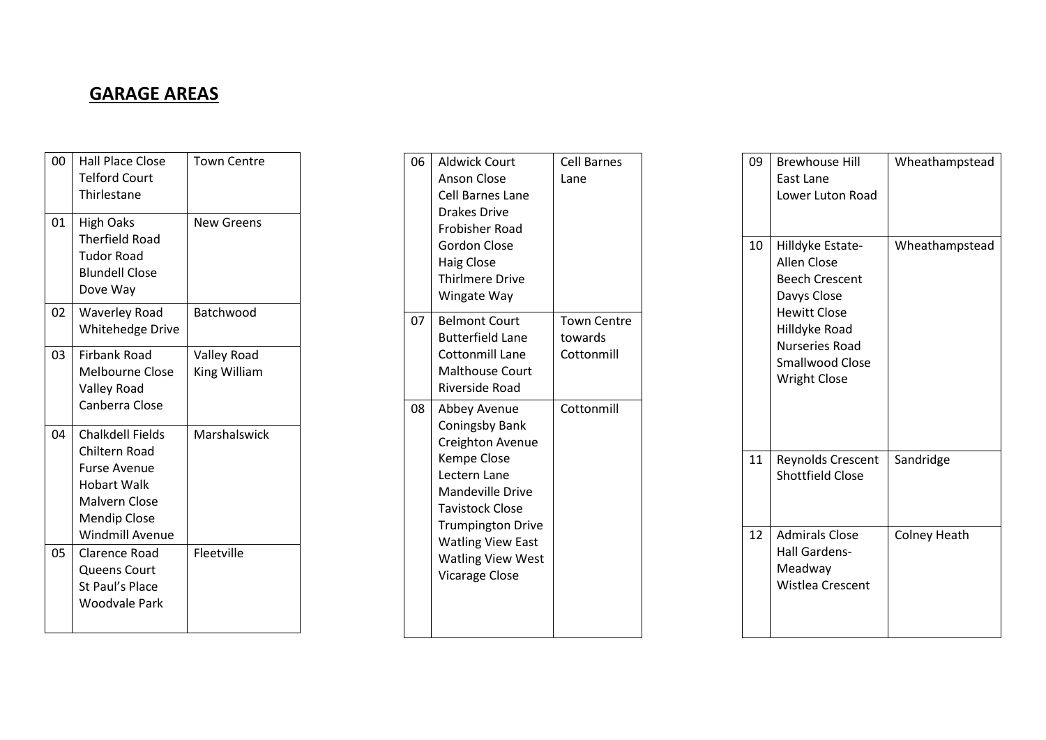## GARAGE AREAS

| | | |
|---|---|---|
| 00 | Hall Place Close<br>Telford Court<br>Thirlestane | Town Centre |
| 01 | High Oaks<br>Therfield Road<br>Tudor Road<br>Blundell Close<br>Dove Way | New Greens |
| 02 | Waverley Road<br>Whitehedge Drive | Batchwood |
| 03 | Firbank Road<br>Melbourne Close<br>Valley Road<br>Canberra Close | Valley Road<br>King William |
| 04 | Chalkdell Fields<br>Chiltern Road<br>Furse Avenue<br>Hobart Walk<br>Malvern Close<br>Mendip Close<br>Windmill Avenue | Marshalswick |
| 05 | Clarence Road<br>Queens Court<br>St Paul's Place<br>Woodvale Park | Fleetville |

| | | |
|---|---|---|
| 06 | Aldwick Court<br>Anson Close<br>Cell Barnes Lane<br>Drakes Drive<br>Frobisher Road<br>Gordon Close<br>Haig Close<br>Thirlmere Drive<br>Wingate Way | Cell Barnes Lane |
| 07 | Belmont Court<br>Butterfield Lane<br>Cottonmill Lane<br>Malthouse Court<br>Riverside Road | Town Centre towards Cottonmill |
| 08 | Abbey Avenue<br>Coningsby Bank<br>Creighton Avenue<br>Kempe Close<br>Lectern Lane<br>Mandeville Drive<br>Tavistock Close<br>Trumpington Drive<br>Watling View East<br>Watling View West<br>Vicarage Close | Cottonmill |

| | | |
|---|---|---|
| 09 | Brewhouse Hill<br>East Lane<br>Lower Luton Road | Wheathampstead |
| 10 | Hilldyke Estate-<br>Allen Close<br>Beech Crescent<br>Davys Close<br>Hewitt Close<br>Hilldyke Road<br>Nurseries Road<br>Smallwood Close<br>Wright Close | Wheathampstead |
| 11 | Reynolds Crescent<br>Shottfield Close | Sandridge |
| 12 | Admirals Close<br>Hall Gardens-<br>Meadway<br>Wistlea Crescent | Colney Heath |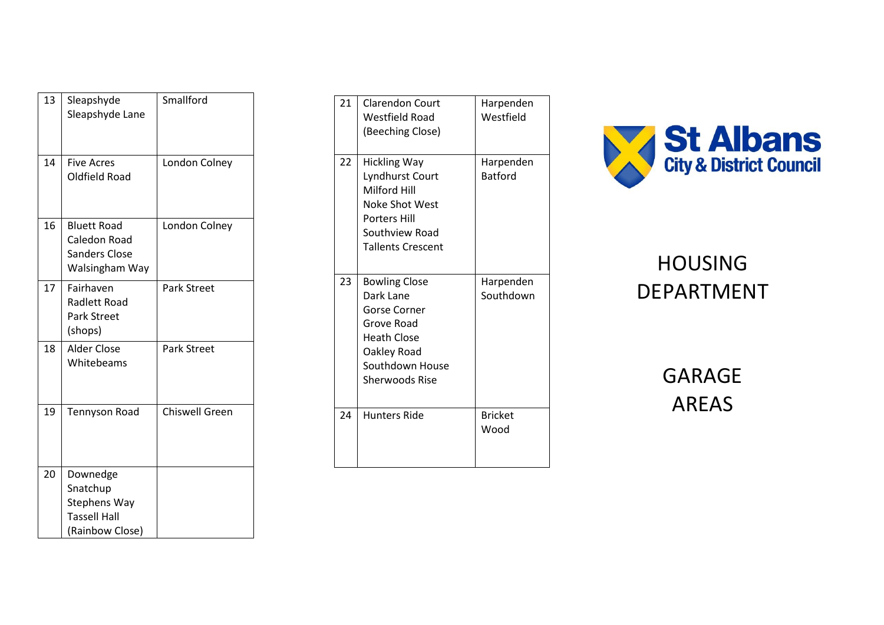| | | |
|---|---|---|
| 13 | Sleapshyde<br>Sleapshyde Lane | Smallford |
| 14 | Five Acres<br>Oldfield Road | London Colney |
| 16 | Bluett Road<br>Caledon Road<br>Sanders Close<br>Walsingham Way | London Colney |
| 17 | Fairhaven<br>Radlett Road<br>Park Street<br>(shops) | Park Street |
| 18 | Alder Close<br>Whitebeams | Park Street |
| 19 | Tennyson Road | Chiswell Green |
| 20 | Downedge<br>Snatchup<br>Stephens Way<br>Tassell Hall<br>(Rainbow Close) | |

| | | |
|---|---|---|
| 21 | Clarendon Court<br>Westfield Road<br>(Beeching Close) | Harpenden<br>Westfield |
| 22 | Hickling Way<br>Lyndhurst Court<br>Milford Hill<br>Noke Shot West<br>Porters Hill<br>Southview Road<br>Tallents Crescent | Harpenden<br>Batford |
| 23 | Bowling Close<br>Dark Lane<br>Gorse Corner<br>Grove Road<br>Heath Close<br>Oakley Road<br>Southdown House<br>Sherwoods Rise | Harpenden<br>Southdown |
| 24 | Hunters Ride | Bricket<br>Wood |

**St Albans**
**City & District Council**

# HOUSING DEPARTMENT

# GARAGE AREAS